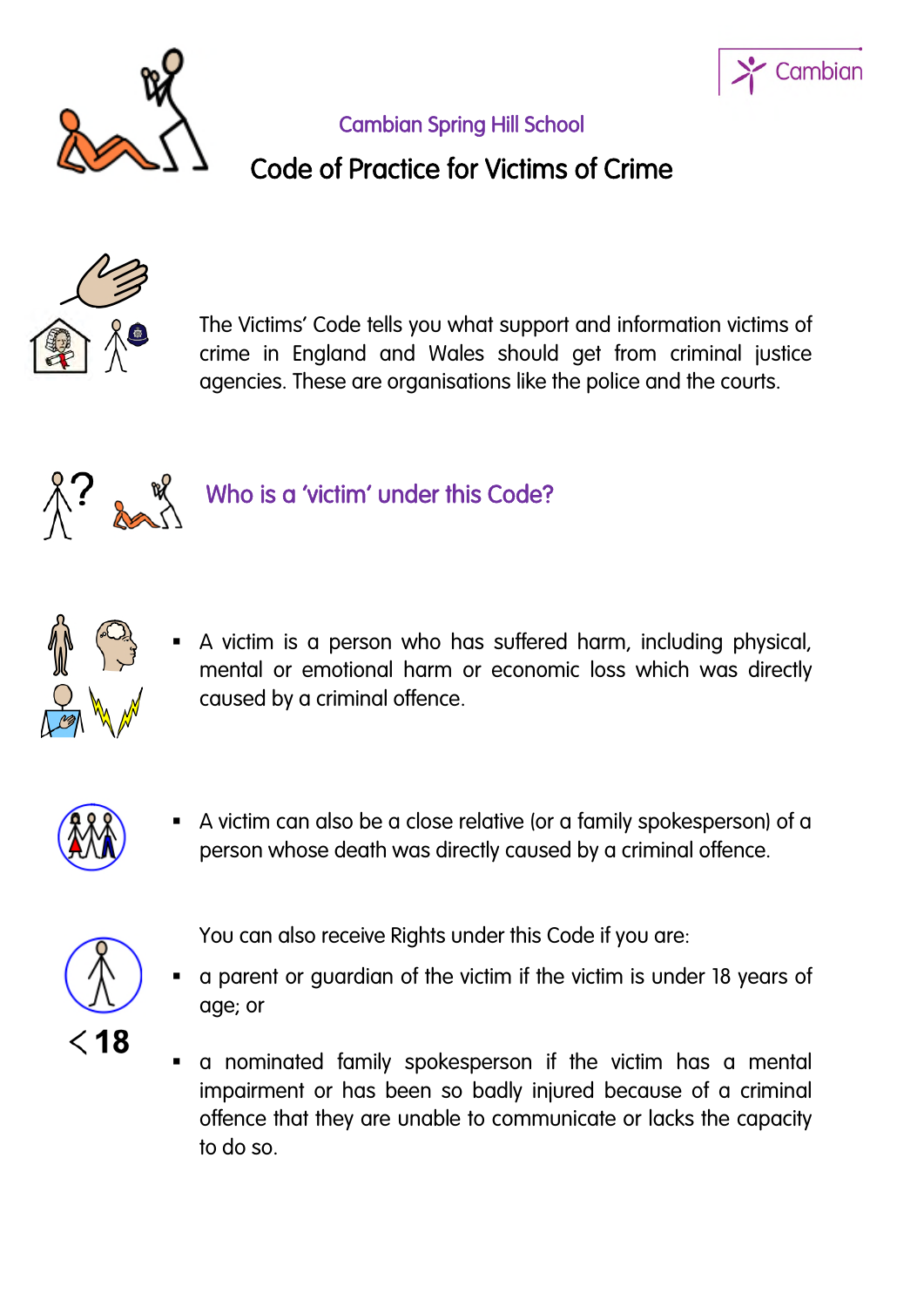Cambian

Cambian Spring Hill School

# Code of Practice for Victims of Crime

The Victims' Code tells you what support and information victims of crime in England and Wales should get from criminal justice agencies. These are organisations like the police and the courts.

## Who is a 'victim' under this Code?

- A victim is a person who has suffered harm, including physical, mental or emotional harm or economic loss which was directly caused by a criminal offence.

- A victim can also be a close relative (or a family spokesperson) of a person whose death was directly caused by a criminal offence.

<18

You can also receive Rights under this Code if you are:

- a parent or guardian of the victim if the victim is under 18 years of age; or

- a nominated family spokesperson if the victim has a mental impairment or has been so badly injured because of a criminal offence that they are unable to communicate or lacks the capacity to do so.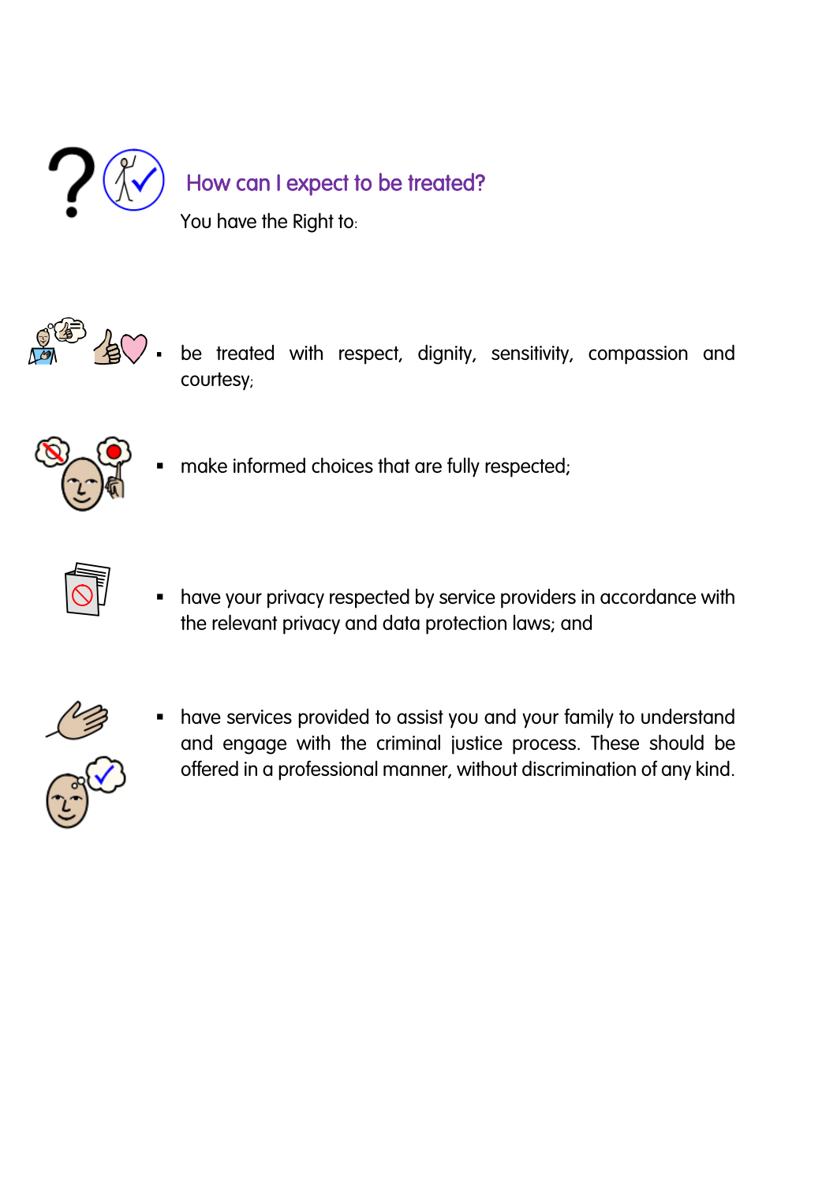## How can I expect to be treated?

You have the Right to:

- be treated with respect, dignity, sensitivity, compassion and courtesy;
- make informed choices that are fully respected;
- have your privacy respected by service providers in accordance with the relevant privacy and data protection laws; and
- have services provided to assist you and your family to understand and engage with the criminal justice process. These should be offered in a professional manner, without discrimination of any kind.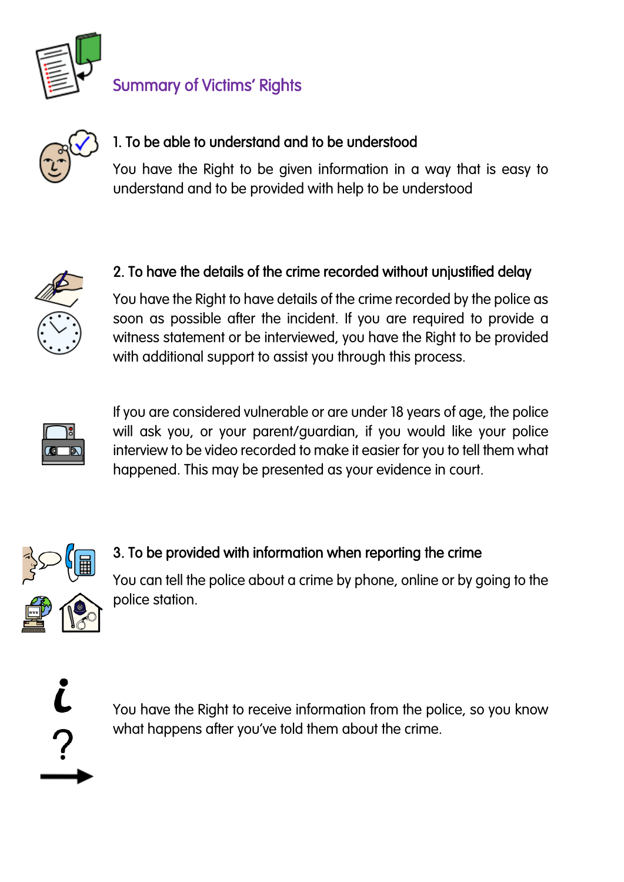# Summary of Victims' Rights

## 1. To be able to understand and to be understood

You have the Right to be given information in a way that is easy to understand and to be provided with help to be understood

## 2. To have the details of the crime recorded without unjustified delay

You have the Right to have details of the crime recorded by the police as soon as possible after the incident. If you are required to provide a witness statement or be interviewed, you have the Right to be provided with additional support to assist you through this process.

If you are considered vulnerable or are under 18 years of age, the police will ask you, or your parent/guardian, if you would like your police interview to be video recorded to make it easier for you to tell them what happened. This may be presented as your evidence in court.

## 3. To be provided with information when reporting the crime

You can tell the police about a crime by phone, online or by going to the police station.

You have the Right to receive information from the police, so you know what happens after you've told them about the crime.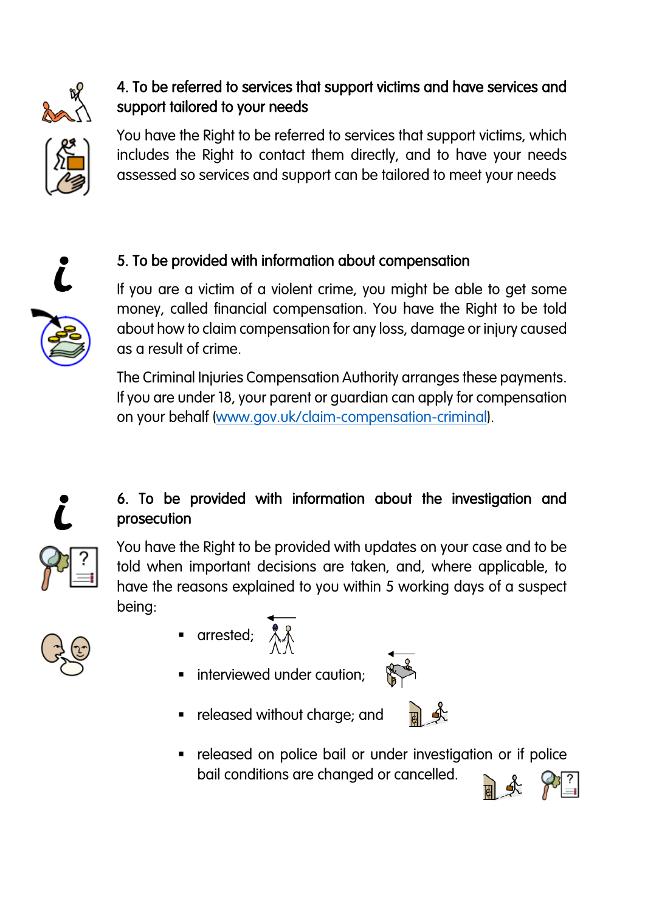### 4. To be referred to services that support victims and have services and support tailored to your needs

You have the Right to be referred to services that support victims, which includes the Right to contact them directly, and to have your needs assessed so services and support can be tailored to meet your needs

### 5. To be provided with information about compensation

If you are a victim of a violent crime, you might be able to get some money, called financial compensation. You have the Right to be told about how to claim compensation for any loss, damage or injury caused as a result of crime.

The Criminal Injuries Compensation Authority arranges these payments. If you are under 18, your parent or guardian can apply for compensation on your behalf ([www.gov.uk/claim-compensation-criminal](www.gov.uk/claim-compensation-criminal)).

### 6. To be provided with information about the investigation and prosecution

You have the Right to be provided with updates on your case and to be told when important decisions are taken, and, where applicable, to have the reasons explained to you within 5 working days of a suspect being:

- arrested;
- interviewed under caution;
- released without charge; and
- released on police bail or under investigation or if police bail conditions are changed or cancelled.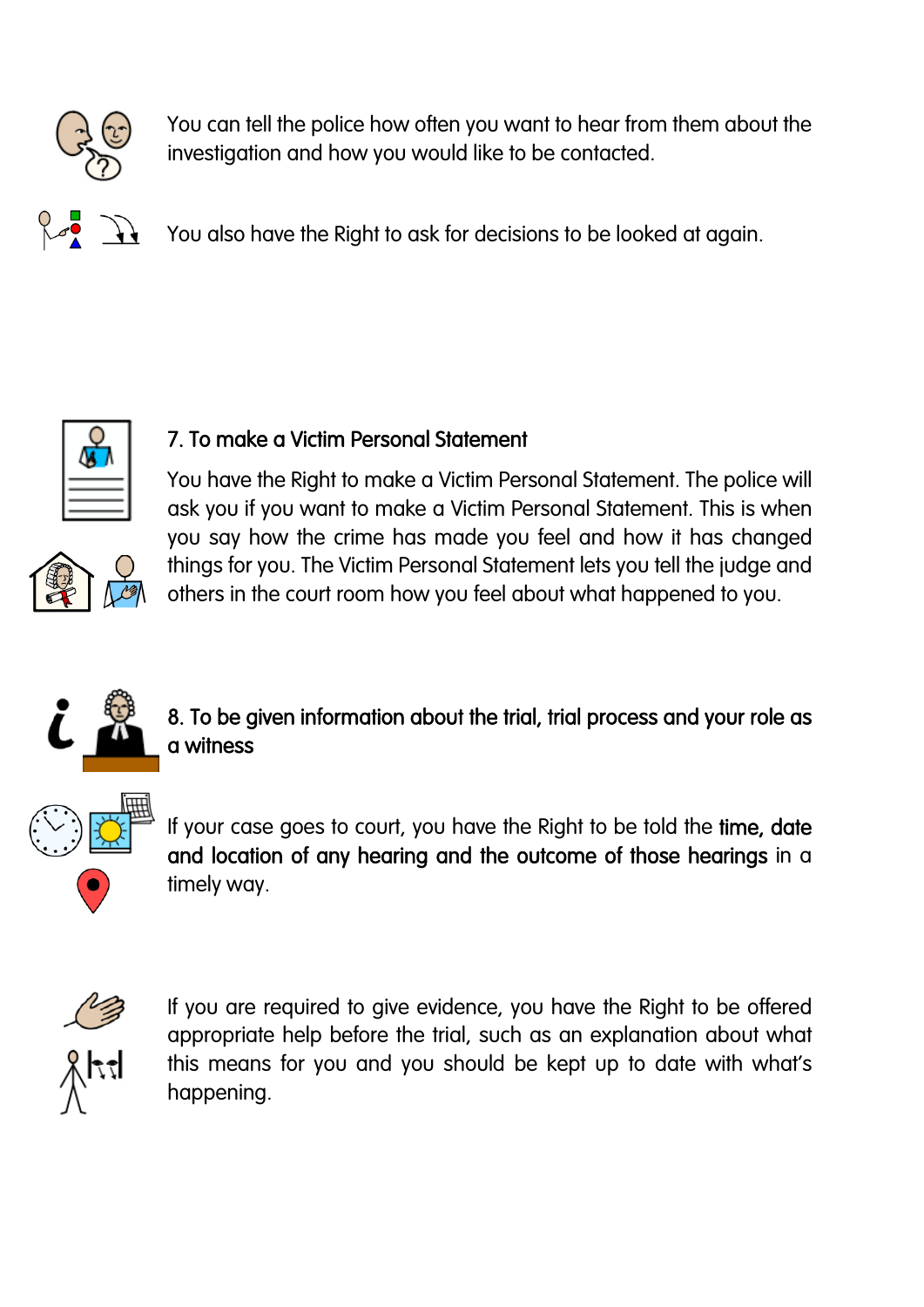You can tell the police how often you want to hear from them about the investigation and how you would like to be contacted.

You also have the Right to ask for decisions to be looked at again.

## 7. To make a Victim Personal Statement

You have the Right to make a Victim Personal Statement. The police will ask you if you want to make a Victim Personal Statement. This is when you say how the crime has made you feel and how it has changed things for you. The Victim Personal Statement lets you tell the judge and others in the court room how you feel about what happened to you.

## 8. To be given information about the trial, trial process and your role as a witness

If your case goes to court, you have the Right to be told the **time, date and location of any hearing and the outcome of those hearings** in a timely way.

If you are required to give evidence, you have the Right to be offered appropriate help before the trial, such as an explanation about what this means for you and you should be kept up to date with what's happening.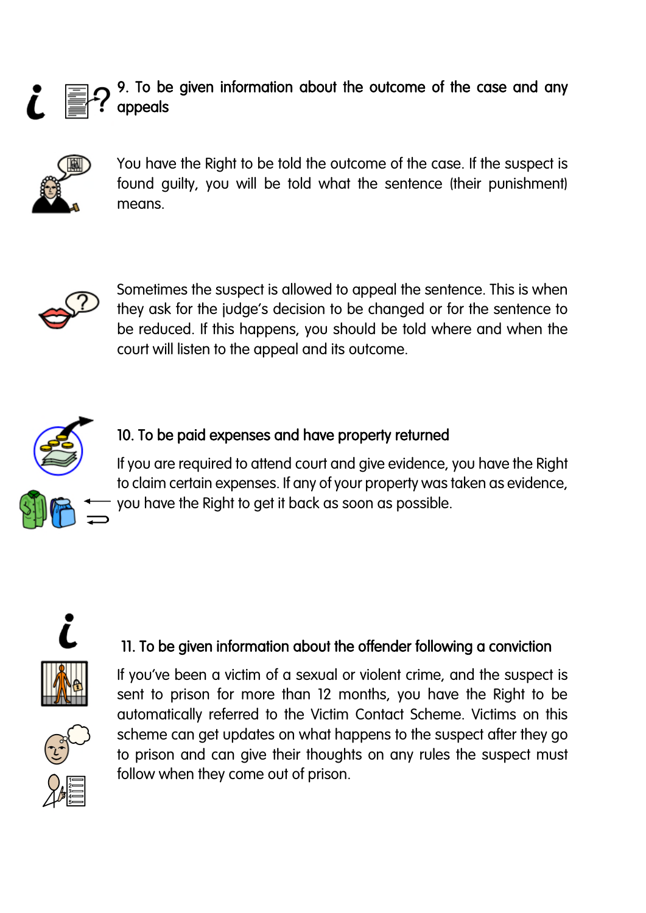## 9. To be given information about the outcome of the case and any appeals

You have the Right to be told the outcome of the case. If the suspect is found guilty, you will be told what the sentence (their punishment) means.

Sometimes the suspect is allowed to appeal the sentence. This is when they ask for the judge's decision to be changed or for the sentence to be reduced. If this happens, you should be told where and when the court will listen to the appeal and its outcome.

## 10. To be paid expenses and have property returned

If you are required to attend court and give evidence, you have the Right to claim certain expenses. If any of your property was taken as evidence, you have the Right to get it back as soon as possible.

## 11. To be given information about the offender following a conviction

If you've been a victim of a sexual or violent crime, and the suspect is sent to prison for more than 12 months, you have the Right to be automatically referred to the Victim Contact Scheme. Victims on this scheme can get updates on what happens to the suspect after they go to prison and can give their thoughts on any rules the suspect must follow when they come out of prison.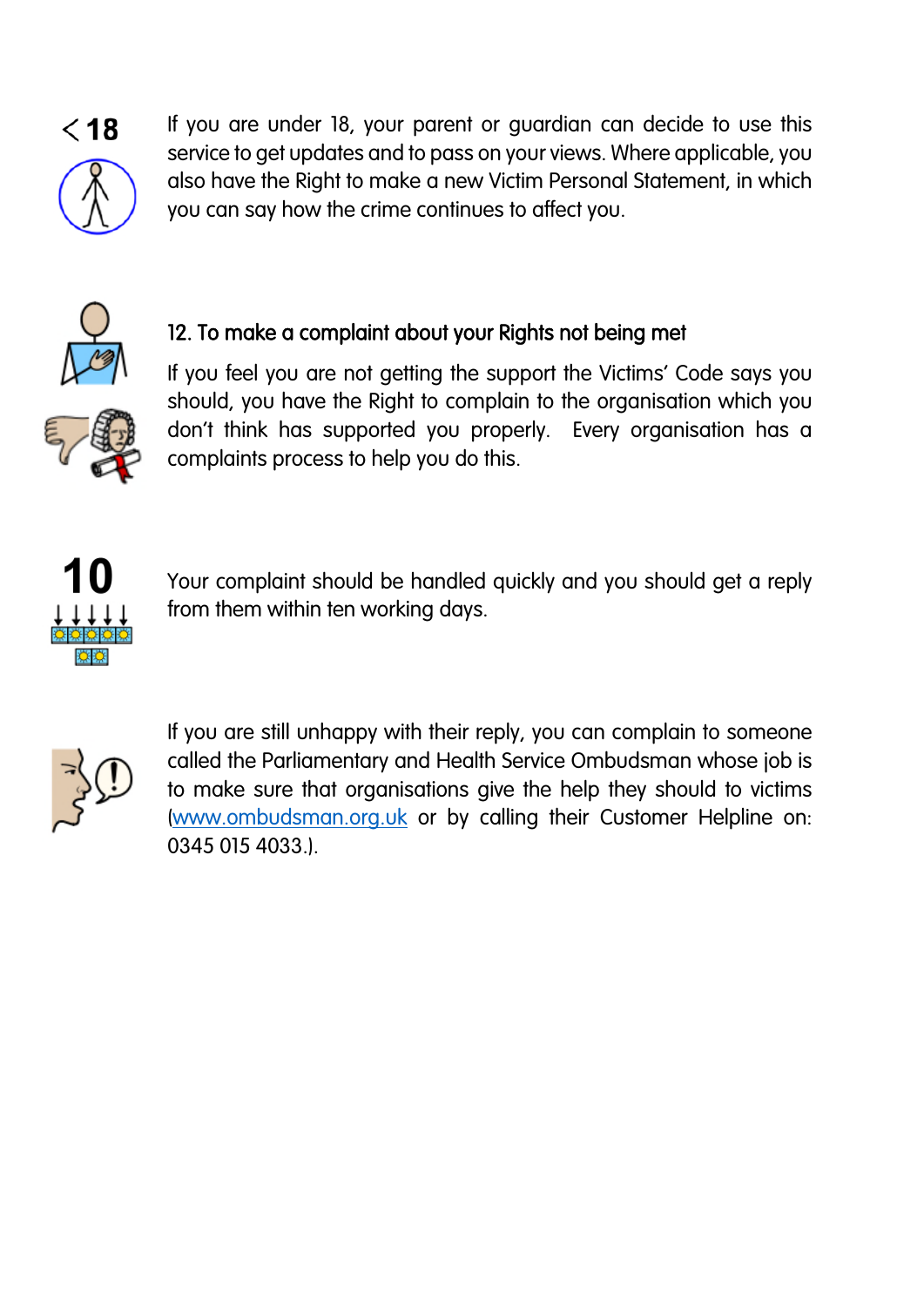If you are under 18, your parent or guardian can decide to use this service to get updates and to pass on your views. Where applicable, you also have the Right to make a new Victim Personal Statement, in which you can say how the crime continues to affect you.

## 12. To make a complaint about your Rights not being met

If you feel you are not getting the support the Victims' Code says you should, you have the Right to complain to the organisation which you don't think has supported you properly. Every organisation has a complaints process to help you do this.

Your complaint should be handled quickly and you should get a reply from them within ten working days.

If you are still unhappy with their reply, you can complain to someone called the Parliamentary and Health Service Ombudsman whose job is to make sure that organisations give the help they should to victims (www.ombudsman.org.uk or by calling their Customer Helpline on: 0345 015 4033.).